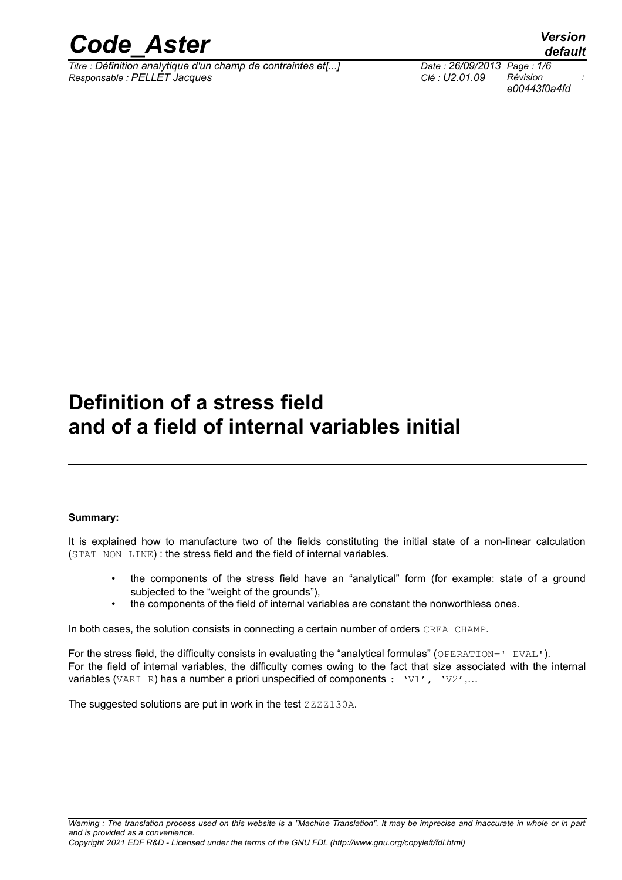# Definition of a stress field and of a field of internal variables initial

**Summary:**

It is explained how to manufacture two of the fields constituting the initial state of a non-linear calculation (STAT_NON_LINE) : the stress field and the field of internal variables.

- the components of the stress field have an "analytical" form (for example: state of a ground subjected to the "weight of the grounds"),
- the components of the field of internal variables are constant the nonworthless ones.

In both cases, the solution consists in connecting a certain number of orders CREA_CHAMP.

For the stress field, the difficulty consists in evaluating the "analytical formulas" (OPERATION=' EVAL').
For the field of internal variables, the difficulty comes owing to the fact that size associated with the internal variables (VARI_R) has a number a priori unspecified of components : 'V1', 'V2',…

The suggested solutions are put in work in the test ZZZZ130A.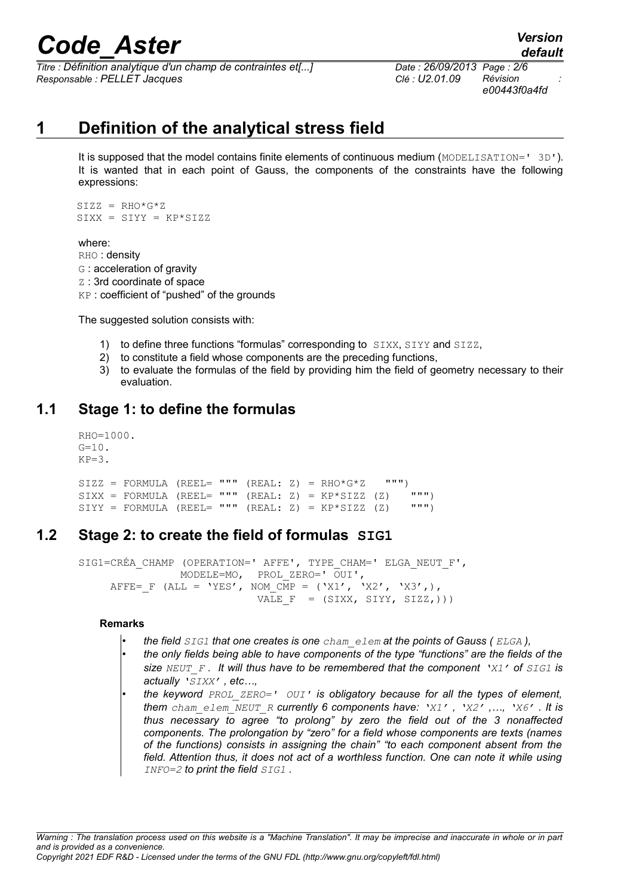# 1 Definition of the analytical stress field

It is supposed that the model contains finite elements of continuous medium (MODELISATION=' 3D'). It is wanted that in each point of Gauss, the components of the constraints have the following expressions:

```
SIZZ = RHO*G*Z
SIXX = SIYY = KP*SIZZ
```

where:
RHO : density
G : acceleration of gravity
Z : 3rd coordinate of space
KP : coefficient of "pushed" of the grounds

The suggested solution consists with:

1) to define three functions "formulas" corresponding to SIXX, SIYY and SIZZ,
2) to constitute a field whose components are the preceding functions,
3) to evaluate the formulas of the field by providing him the field of geometry necessary to their evaluation.

## 1.1 Stage 1: to define the formulas

```
RHO=1000.
G=10.
KP=3.

SIZZ = FORMULA (REEL= """ (REAL: Z) = RHO*G*Z    """)
SIXX = FORMULA (REEL= """ (REAL: Z) = KP*SIZZ (Z)    """)
SIYY = FORMULA (REEL= """ (REAL: Z) = KP*SIZZ (Z)    """)
```

## 1.2 Stage 2: to create the field of formulas SIG1

```
SIG1=CRÉA_CHAMP (OPERATION=' AFFE', TYPE_CHAM=' ELGA_NEUT_F',
                MODELE=MO,  PROL_ZERO=' OUI',
     AFFE=_F (ALL = 'YES', NOM_CMP = ('X1', 'X2', 'X3',),
                           VALE_F  = (SIXX, SIYY, SIZZ,)))
```

**Remarks**

- *the field SIG1 that one creates is one cham_elem at the points of Gauss ( ELGA ),*
- *the only fields being able to have components of the type "functions" are the fields of the size NEUT_F . It will thus have to be remembered that the component 'X1' of SIG1 is actually 'SIXX' , etc…,*
- *the keyword PROL_ZERO=' OUI' is obligatory because for all the types of element, them cham_elem_NEUT_R currently 6 components have: 'X1' , 'X2' ,…, 'X6' . It is thus necessary to agree "to prolong" by zero the field out of the 3 nonaffected components. The prolongation by "zero" for a field whose components are texts (names of the functions) consists in assigning the chain" "to each component absent from the field. Attention thus, it does not act of a worthless function. One can note it while using INFO=2 to print the field SIG1 .*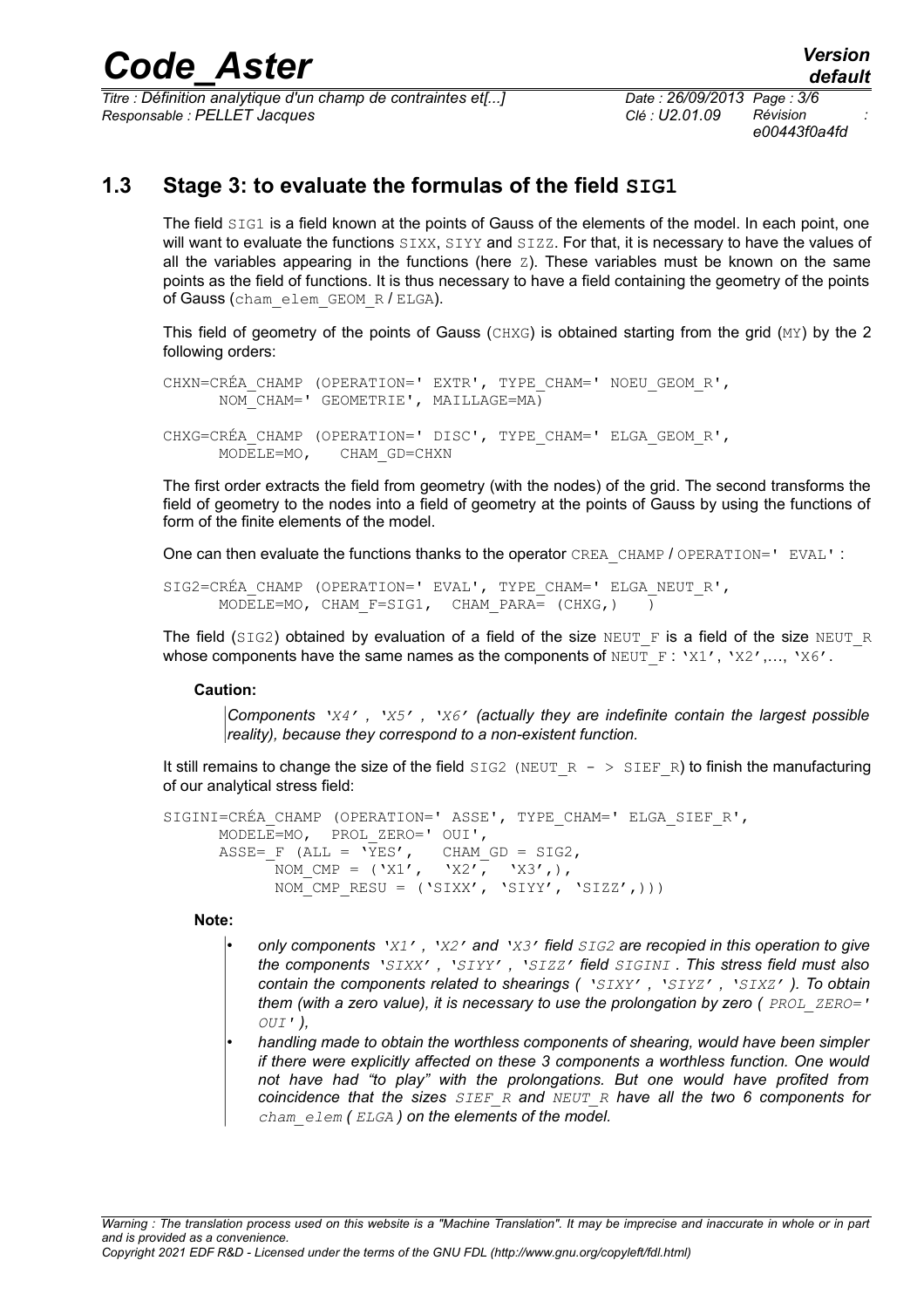## 1.3 Stage 3: to evaluate the formulas of the field SIG1

The field SIG1 is a field known at the points of Gauss of the elements of the model. In each point, one will want to evaluate the functions SIXX, SIYY and SIZZ. For that, it is necessary to have the values of all the variables appearing in the functions (here Z). These variables must be known on the same points as the field of functions. It is thus necessary to have a field containing the geometry of the points of Gauss (cham_elem_GEOM_R / ELGA).

This field of geometry of the points of Gauss (CHXG) is obtained starting from the grid (MY) by the 2 following orders:

```
CHXN=CRÉA_CHAMP (OPERATION=' EXTR', TYPE_CHAM=' NOEU_GEOM_R',
      NOM_CHAM=' GEOMETRIE', MAILLAGE=MA)

CHXG=CRÉA_CHAMP (OPERATION=' DISC', TYPE_CHAM=' ELGA_GEOM_R',
      MODELE=MO,   CHAM_GD=CHXN
```

The first order extracts the field from geometry (with the nodes) of the grid. The second transforms the field of geometry to the nodes into a field of geometry at the points of Gauss by using the functions of form of the finite elements of the model.

One can then evaluate the functions thanks to the operator CREA_CHAMP / OPERATION=' EVAL' :

```
SIG2=CRÉA_CHAMP (OPERATION=' EVAL', TYPE_CHAM=' ELGA_NEUT_R',
      MODELE=MO, CHAM_F=SIG1,  CHAM_PARA= (CHXG,)   )
```

The field (SIG2) obtained by evaluation of a field of the size NEUT_F is a field of the size NEUT_R whose components have the same names as the components of NEUT_F : 'X1', 'X2',..., 'X6'.

**Caution:**

*Components 'X4' , 'X5' , 'X6' (actually they are indefinite contain the largest possible reality), because they correspond to a non-existent function.*

It still remains to change the size of the field SIG2 (NEUT_R - > SIEF_R) to finish the manufacturing of our analytical stress field:

```
SIGINI=CRÉA_CHAMP (OPERATION=' ASSE', TYPE_CHAM=' ELGA_SIEF_R',
      MODELE=MO,  PROL_ZERO=' OUI',
      ASSE=_F (ALL = 'YES',    CHAM_GD = SIG2,
            NOM_CMP = ('X1',   'X2',   'X3',),
            NOM_CMP_RESU = ('SIXX', 'SIYY', 'SIZZ',)))
```

**Note:**

- *only components 'X1' , 'X2' and 'X3' field SIG2 are recopied in this operation to give the components 'SIXX' , 'SIYY' , 'SIZZ' field SIGINI . This stress field must also contain the components related to shearings ( 'SIXY' , 'SIYZ' , 'SIXZ' ). To obtain them (with a zero value), it is necessary to use the prolongation by zero ( PROL_ZERO=' OUI' ),*
- *handling made to obtain the worthless components of shearing, would have been simpler if there were explicitly affected on these 3 components a worthless function. One would not have had "to play" with the prolongations. But one would have profited from coincidence that the sizes SIEF_R and NEUT_R have all the two 6 components for cham_elem ( ELGA ) on the elements of the model.*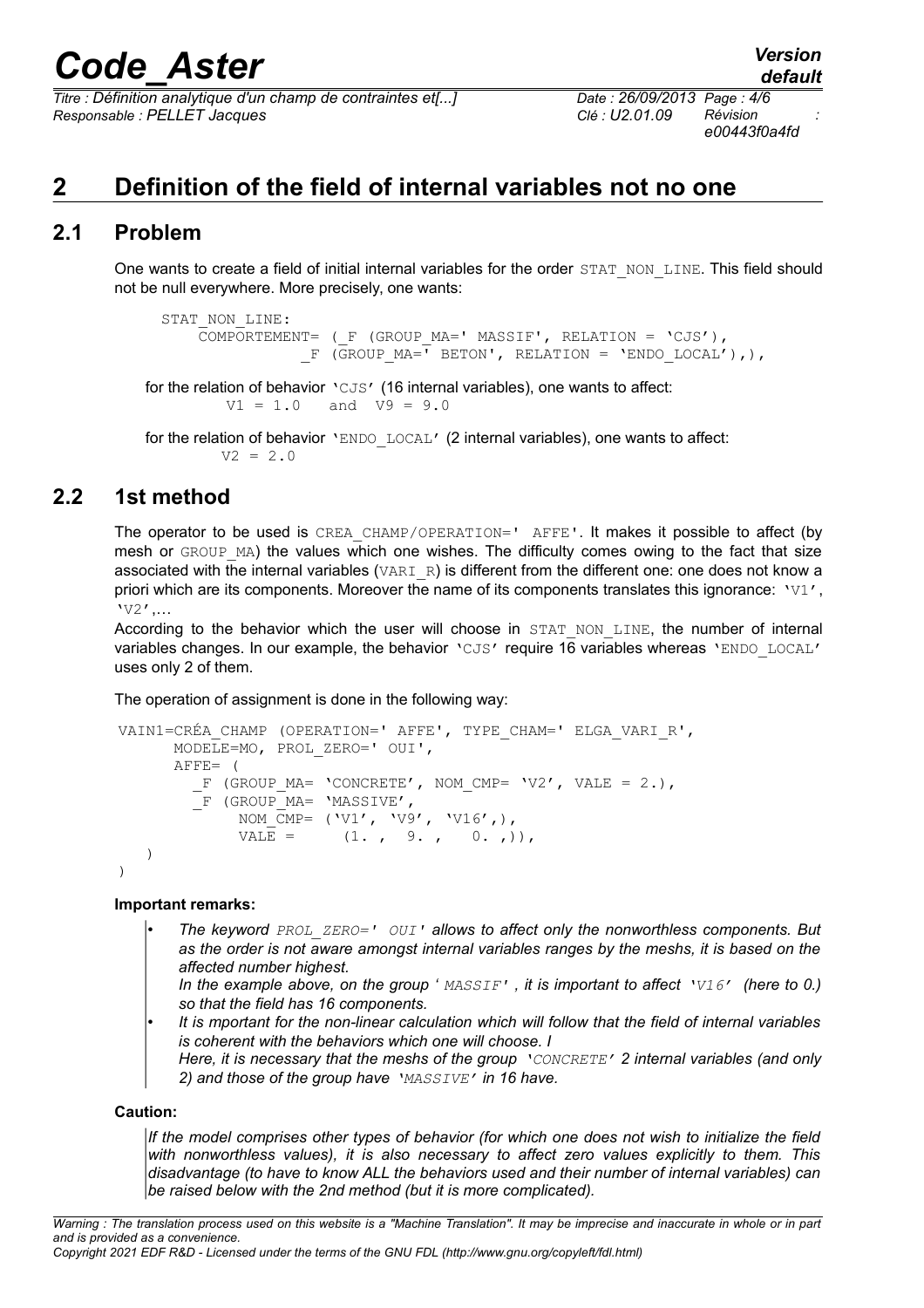## 2 Definition of the field of internal variables not no one

### 2.1 Problem

One wants to create a field of initial internal variables for the order `STAT_NON_LINE`. This field should not be null everywhere. More precisely, one wants:

```
STAT_NON_LINE:
    COMPORTEMENT= (_F (GROUP_MA=' MASSIF', RELATION = 'CJS'),
                  _F (GROUP_MA=' BETON', RELATION = 'ENDO_LOCAL'),),
```

for the relation of behavior `'CJS'` (16 internal variables), one wants to affect:

```
V1 = 1.0   and  V9 = 9.0
```

for the relation of behavior `'ENDO_LOCAL'` (2 internal variables), one wants to affect:

```
V2 = 2.0
```

### 2.2 1st method

The operator to be used is `CREA_CHAMP/OPERATION=' AFFE'`. It makes it possible to affect (by mesh or `GROUP_MA`) the values which one wishes. The difficulty comes owing to the fact that size associated with the internal variables (`VARI_R`) is different from the different one: one does not know a priori which are its components. Moreover the name of its components translates this ignorance: `'V1'`, `'V2'`,…

According to the behavior which the user will choose in `STAT_NON_LINE`, the number of internal variables changes. In our example, the behavior `'CJS'` require 16 variables whereas `'ENDO_LOCAL'` uses only 2 of them.

The operation of assignment is done in the following way:

```
VAIN1=CRÉA_CHAMP (OPERATION=' AFFE', TYPE_CHAM=' ELGA_VARI_R',
      MODELE=MO, PROL_ZERO=' OUI',
      AFFE= (
        _F (GROUP_MA= 'CONCRETE', NOM_CMP= 'V2', VALE = 2.),
        _F (GROUP_MA= 'MASSIVE',
             NOM_CMP= ('V1', 'V9', 'V16',),
             VALE =     (1. ,  9. ,   0. ,)),
   )
)
```

**Important remarks:**

- *The keyword `PROL_ZERO=' OUI'` allows to affect only the nonworthless components. But as the order is not aware amongst internal variables ranges by the meshs, it is based on the affected number highest.*
  *In the example above, on the group ' `MASSIF`' , it is important to affect '`V16`' (here to 0.) so that the field has 16 components.*
- *It is mportant for the non-linear calculation which will follow that the field of internal variables is coherent with the behaviors which one will choose. I*
  *Here, it is necessary that the meshs of the group '`CONCRETE`' 2 internal variables (and only 2) and those of the group have '`MASSIVE`' in 16 have.*

**Caution:**

*If the model comprises other types of behavior (for which one does not wish to initialize the field with nonworthless values), it is also necessary to affect zero values explicitly to them. This disadvantage (to have to know ALL the behaviors used and their number of internal variables) can be raised below with the 2nd method (but it is more complicated).*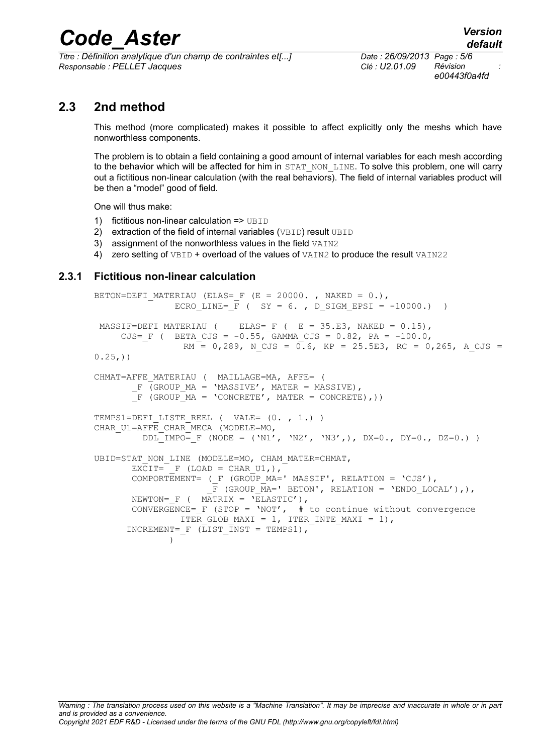## 2.3 2nd method

This method (more complicated) makes it possible to affect explicitly only the meshs which have nonworthless components.

The problem is to obtain a field containing a good amount of internal variables for each mesh according to the behavior which will be affected for him in STAT_NON_LINE. To solve this problem, one will carry out a fictitious non-linear calculation (with the real behaviors). The field of internal variables product will be then a "model" good of field.

One will thus make:

1) fictitious non-linear calculation => UBID
2) extraction of the field of internal variables (VBID) result UBID
3) assignment of the nonworthless values in the field VAIN2
4) zero setting of VBID + overload of the values of VAIN2 to produce the result VAIN22

### 2.3.1 Fictitious non-linear calculation

```
BETON=DEFI_MATERIAU (ELAS=_F (E = 20000. , NAKED = 0.),
               ECRO_LINE=_F (  SY = 6. , D_SIGM_EPSI = -10000.)  )

 MASSIF=DEFI_MATERIAU (    ELAS=_F (  E = 35.E3, NAKED = 0.15),
     CJS=_F (  BETA_CJS = -0.55, GAMMA_CJS = 0.82, PA = -100.0,
                RM = 0,289, N_CJS = 0.6, KP = 25.5E3, RC = 0,265, A_CJS =
0.25,))

CHMAT=AFFE_MATERIAU (  MAILLAGE=MA, AFFE= (
       _F (GROUP_MA = 'MASSIVE', MATER = MASSIVE),
       _F (GROUP_MA = 'CONCRETE', MATER = CONCRETE),))

TEMPS1=DEFI_LISTE_REEL (  VALE= (0. , 1.) )
CHAR_U1=AFFE_CHAR_MECA (MODELE=MO,
         DDL_IMPO=_F (NODE = ('N1', 'N2', 'N3',), DX=0., DY=0., DZ=0.) )

UBID=STAT_NON_LINE (MODELE=MO, CHAM_MATER=CHMAT,
       EXCIT=  _F (LOAD = CHAR_U1,),
       COMPORTEMENT= (_F (GROUP_MA=' MASSIF', RELATION = 'CJS'),
                     _F (GROUP_MA=' BETON', RELATION = 'ENDO_LOCAL'),),
       NEWTON=_F (  MATRIX = 'ELASTIC'),
       CONVERGENCE=_F (STOP = 'NOT',  # to continue without convergence
               ITER_GLOB_MAXI = 1, ITER_INTE_MAXI = 1),
      INCREMENT=_F (LIST_INST = TEMPS1),
             )
```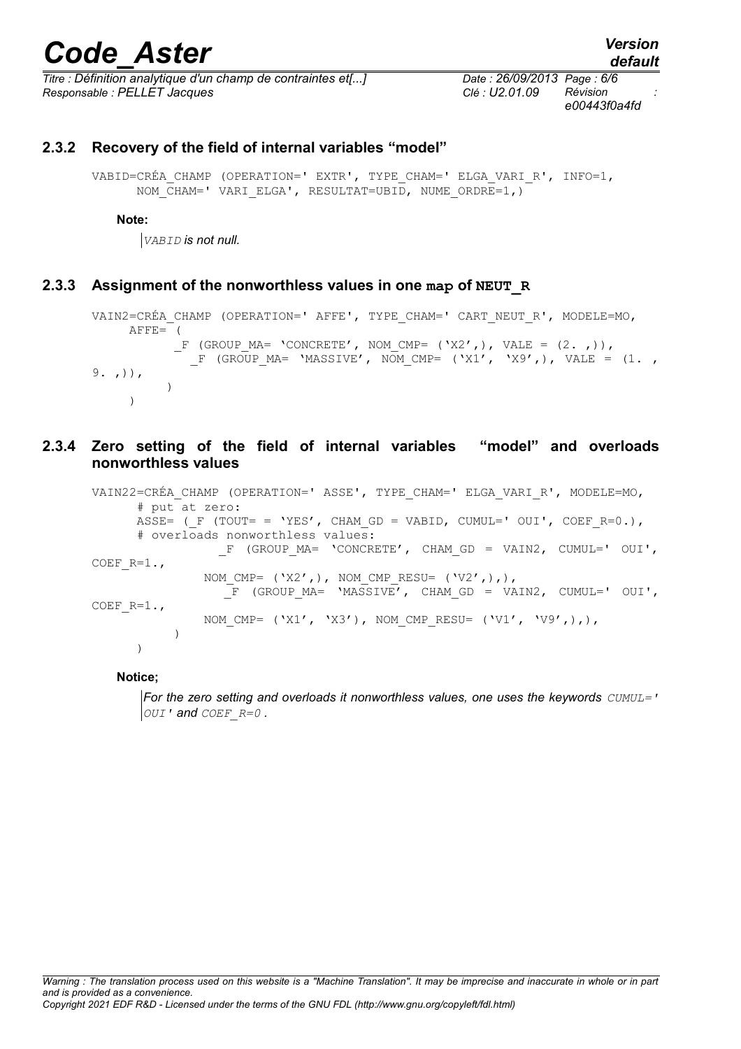### 2.3.2 Recovery of the field of internal variables “model”

```
VABID=CRÉA_CHAMP (OPERATION=' EXTR', TYPE_CHAM=' ELGA_VARI_R', INFO=1,
      NOM_CHAM=' VARI_ELGA', RESULTAT=UBID, NUME_ORDRE=1,)
```

**Note:**

*VABID is not null.*

### 2.3.3 Assignment of the nonworthless values in one `map` of `NEUT_R`

```
VAIN2=CRÉA_CHAMP (OPERATION=' AFFE', TYPE_CHAM=' CART_NEUT_R', MODELE=MO,
     AFFE= (
           _F (GROUP_MA= 'CONCRETE', NOM_CMP= ('X2',), VALE = (2. ,)),
             _F (GROUP_MA= 'MASSIVE', NOM_CMP= ('X1', 'X9',), VALE = (1. ,
9. ,)),
          )
      )
```

### 2.3.4 Zero setting of the field of internal variables “model” and overloads nonworthless values

```
VAIN22=CRÉA_CHAMP (OPERATION=' ASSE', TYPE_CHAM=' ELGA_VARI_R', MODELE=MO,
      # put at zero:
      ASSE= (_F (TOUT= = 'YES', CHAM_GD = VABID, CUMUL=' OUI', COEF_R=0.),
      # overloads nonworthless values:
                 _F (GROUP_MA= 'CONCRETE', CHAM_GD = VAIN2, CUMUL=' OUI',
COEF_R=1.,
             NOM_CMP= ('X2',), NOM_CMP_RESU= ('V2',),),
                _F (GROUP_MA= 'MASSIVE', CHAM_GD = VAIN2, CUMUL=' OUI',
COEF_R=1.,
             NOM_CMP= ('X1', 'X3'), NOM_CMP_RESU= ('V1', 'V9',),),
          )
      )
```

**Notice;**

*For the zero setting and overloads it nonworthless values, one uses the keywords `CUMUL=' OUI'` and `COEF_R=0`.*